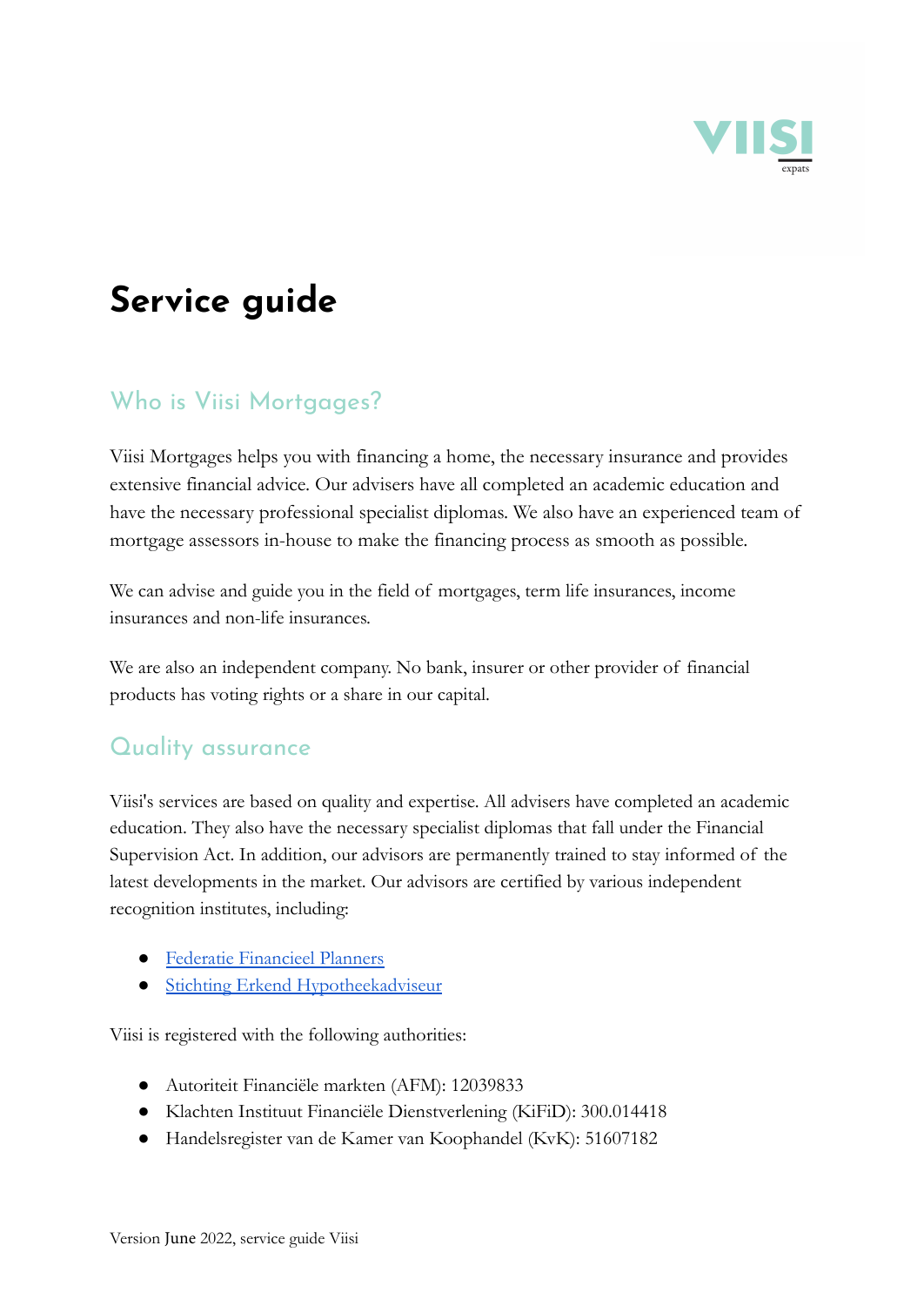# Service guide

## Who is Viisi Mortgages?

Viisi Mortgages helps you with financing a home, the necessary insurance and provides extensive financial advice. Our advisers have all completed an academic education and have the necessary professional specialist diplomas. We also have an experienced team of mortgage assessors in-house to make the financing process as smooth as possible.

We can advise and guide you in the field of mortgages, term life insurances, income insurances and non-life insurances.

We are also an independent company. No bank, insurer or other provider of financial products has voting rights or a share in our capital.

## Quality assurance

Viisi's services are based on quality and expertise. All advisers have completed an academic education. They also have the necessary specialist diplomas that fall under the Financial Supervision Act. In addition, our advisors are permanently trained to stay informed of the latest developments in the market. Our advisors are certified by various independent recognition institutes, including:

- Federatie Financieel Planners
- Stichting Erkend Hypotheekadviseur

Viisi is registered with the following authorities:

- Autoriteit Financiële markten (AFM): 12039833
- Klachten Instituut Financiële Dienstverlening (KiFiD): 300.014418
- Handelsregister van de Kamer van Koophandel (KvK): 51607182

Version June 2022, service guide Viisi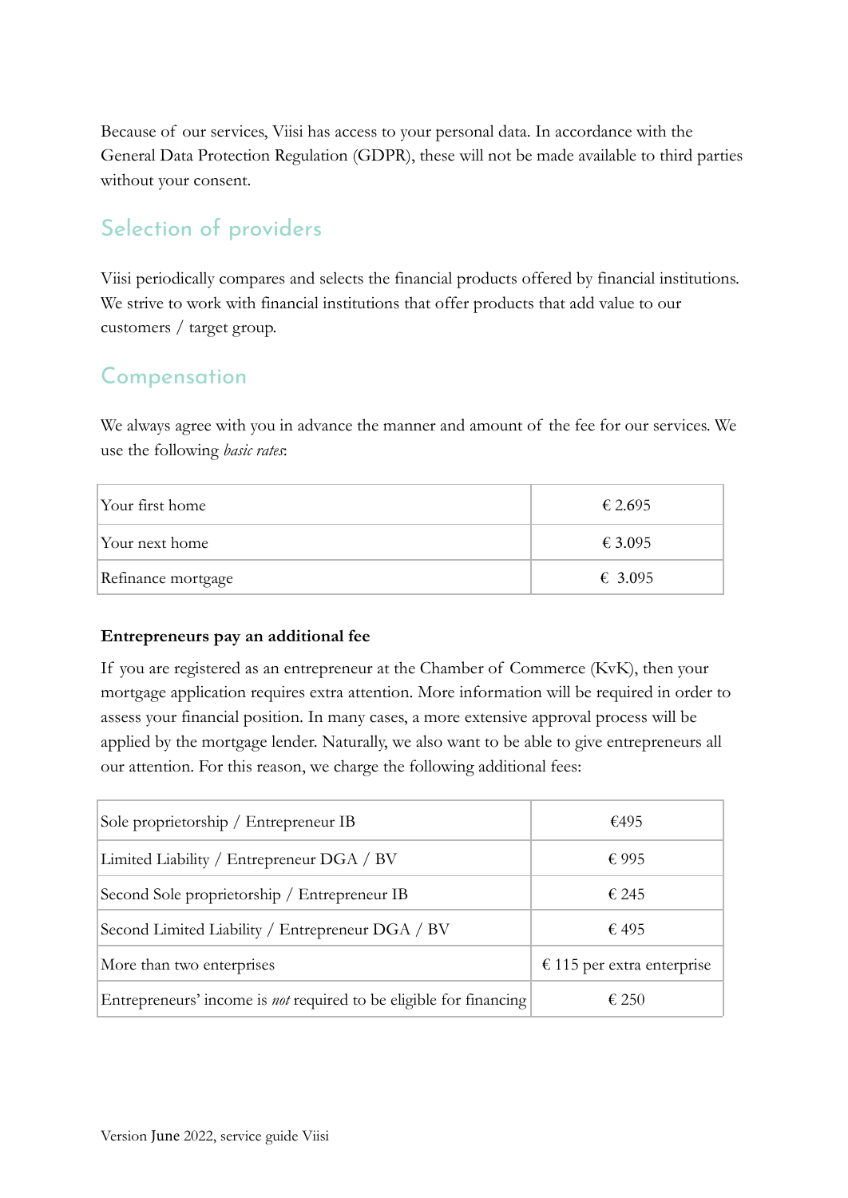Because of our services, Viisi has access to your personal data. In accordance with the General Data Protection Regulation (GDPR), these will not be made available to third parties without your consent.

## Selection of providers

Viisi periodically compares and selects the financial products offered by financial institutions. We strive to work with financial institutions that offer products that add value to our customers / target group.

## Compensation

We always agree with you in advance the manner and amount of the fee for our services. We use the following *basic rates*:

| | |
|---|---|
| Your first home | € 2.695 |
| Your next home | € 3.095 |
| Refinance mortgage | € 3.095 |

**Entrepreneurs pay an additional fee**

If you are registered as an entrepreneur at the Chamber of Commerce (KvK), then your mortgage application requires extra attention. More information will be required in order to assess your financial position. In many cases, a more extensive approval process will be applied by the mortgage lender. Naturally, we also want to be able to give entrepreneurs all our attention. For this reason, we charge the following additional fees:

| | |
|---|---|
| Sole proprietorship / Entrepreneur IB | €495 |
| Limited Liability / Entrepreneur DGA / BV | € 995 |
| Second Sole proprietorship / Entrepreneur IB | € 245 |
| Second Limited Liability / Entrepreneur DGA / BV | € 495 |
| More than two enterprises | € 115 per extra enterprise |
| Entrepreneurs' income is *not* required to be eligible for financing | € 250 |

Version June 2022, service guide Viisi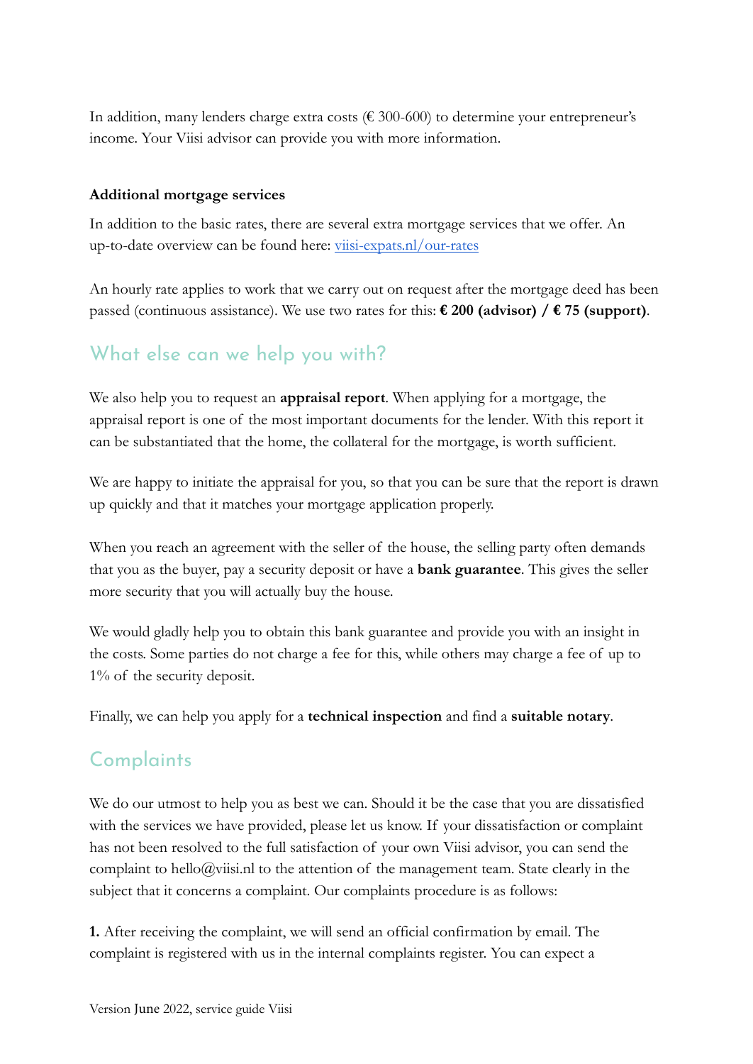In addition, many lenders charge extra costs (€ 300-600) to determine your entrepreneur's income. Your Viisi advisor can provide you with more information.

**Additional mortgage services**

In addition to the basic rates, there are several extra mortgage services that we offer. An up-to-date overview can be found here: [viisi-expats.nl/our-rates](viisi-expats.nl/our-rates)

An hourly rate applies to work that we carry out on request after the mortgage deed has been passed (continuous assistance). We use two rates for this: **€ 200 (advisor) / € 75 (support)**.

## What else can we help you with?

We also help you to request an **appraisal report**. When applying for a mortgage, the appraisal report is one of the most important documents for the lender. With this report it can be substantiated that the home, the collateral for the mortgage, is worth sufficient.

We are happy to initiate the appraisal for you, so that you can be sure that the report is drawn up quickly and that it matches your mortgage application properly.

When you reach an agreement with the seller of the house, the selling party often demands that you as the buyer, pay a security deposit or have a **bank guarantee**. This gives the seller more security that you will actually buy the house.

We would gladly help you to obtain this bank guarantee and provide you with an insight in the costs. Some parties do not charge a fee for this, while others may charge a fee of up to 1% of the security deposit.

Finally, we can help you apply for a **technical inspection** and find a **suitable notary**.

## Complaints

We do our utmost to help you as best we can. Should it be the case that you are dissatisfied with the services we have provided, please let us know. If your dissatisfaction or complaint has not been resolved to the full satisfaction of your own Viisi advisor, you can send the complaint to hello@viisi.nl to the attention of the management team. State clearly in the subject that it concerns a complaint. Our complaints procedure is as follows:

**1.** After receiving the complaint, we will send an official confirmation by email. The complaint is registered with us in the internal complaints register. You can expect a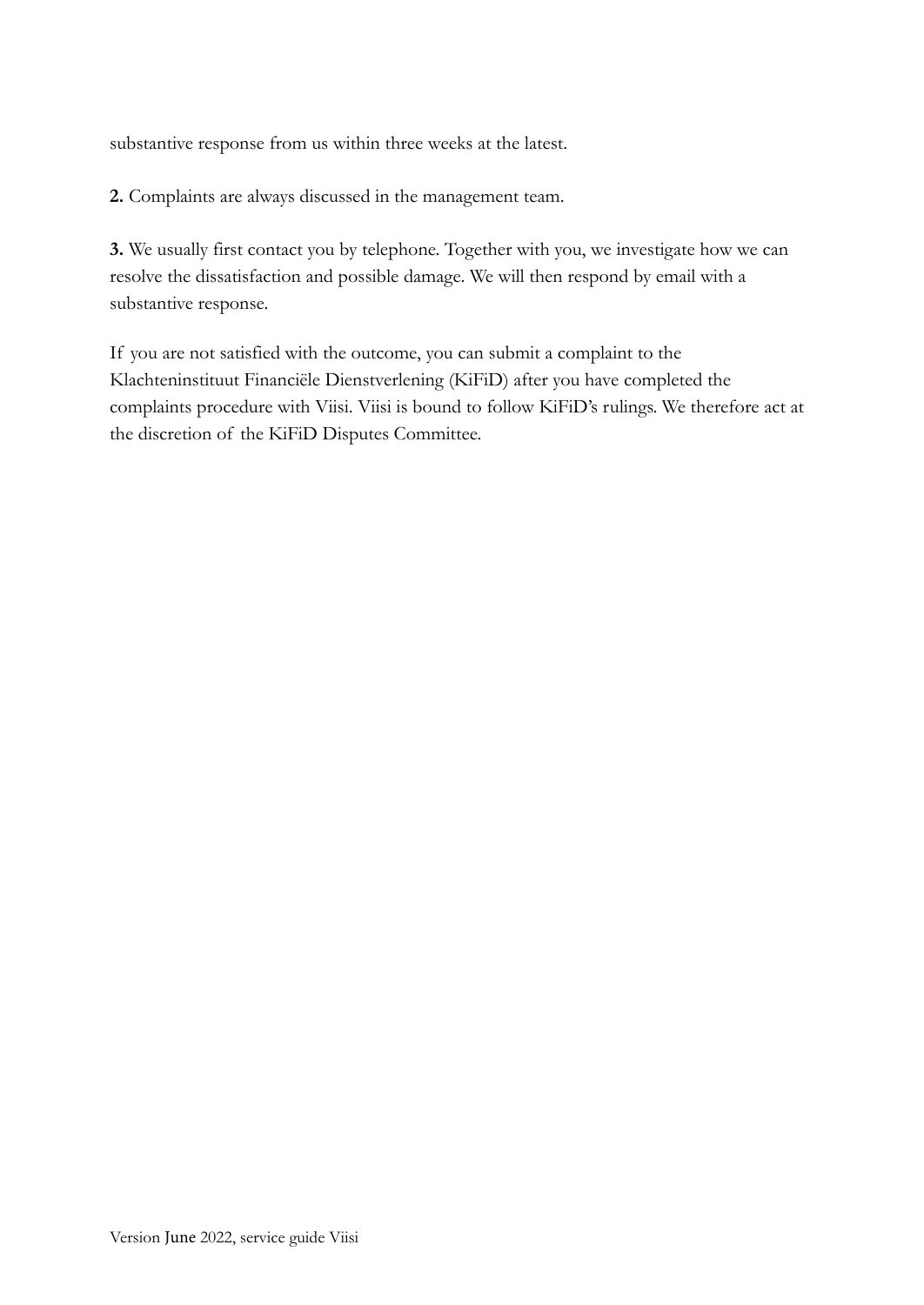substantive response from us within three weeks at the latest.

**2.** Complaints are always discussed in the management team.

**3.** We usually first contact you by telephone. Together with you, we investigate how we can resolve the dissatisfaction and possible damage. We will then respond by email with a substantive response.

If you are not satisfied with the outcome, you can submit a complaint to the Klachteninstituut Financiële Dienstverlening (KiFiD) after you have completed the complaints procedure with Viisi. Viisi is bound to follow KiFiD's rulings. We therefore act at the discretion of the KiFiD Disputes Committee.